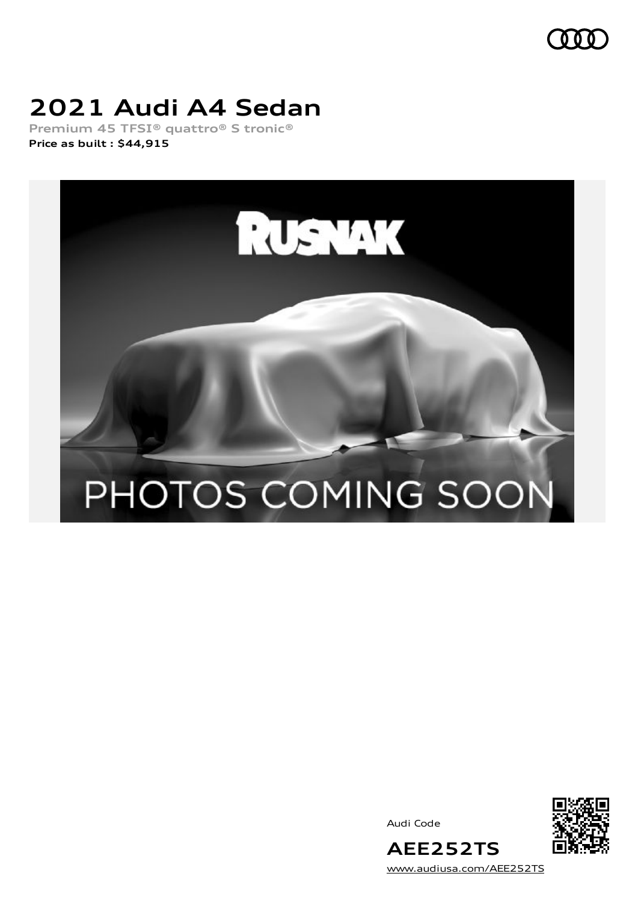# 2021 Audi A4 Sedan

**Premium 45 TFSI® quattro® S tronic®**

**Price as built : $44,915**

Audi Code

**AEE252TS**

www.audiusa.com/AEE252TS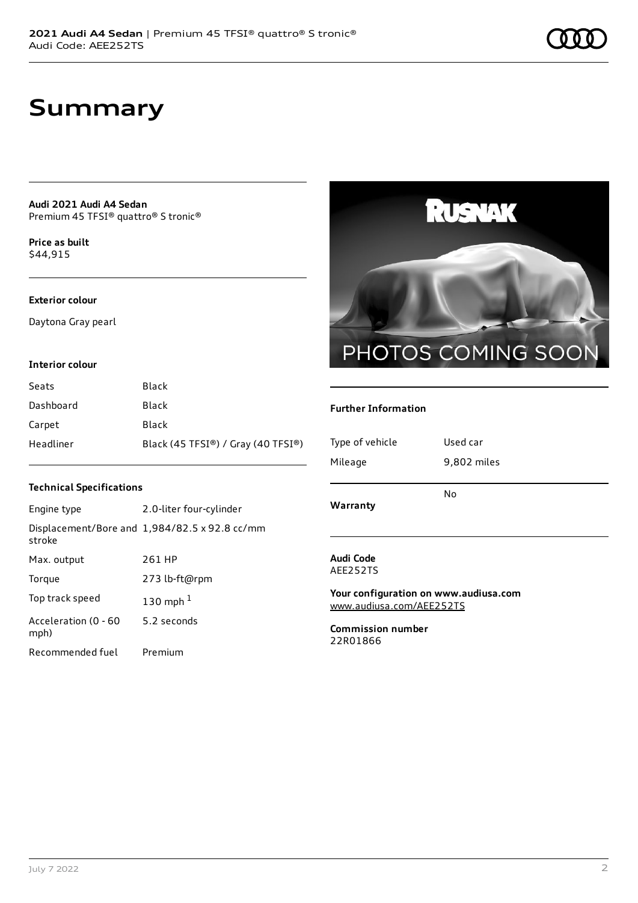# Summary

**Audi 2021 Audi A4 Sedan**
Premium 45 TFSI® quattro® S tronic®

**Price as built**
$44,915

**Exterior colour**

Daytona Gray pearl

**Interior colour**

| | |
|---|---|
| Seats | Black |
| Dashboard | Black |
| Carpet | Black |
| Headliner | Black (45 TFSI®) / Gray (40 TFSI®) |

**Technical Specifications**

| | |
|---|---|
| Engine type | 2.0-liter four-cylinder |
| Displacement/Bore and stroke | 1,984/82.5 x 92.8 cc/mm |
| Max. output | 261 HP |
| Torque | 273 lb-ft@rpm |
| Top track speed | 130 mph [1] |
| Acceleration (0 - 60 mph) | 5.2 seconds |
| Recommended fuel | Premium |

**Further Information**

| | |
|---|---|
| Type of vehicle | Used car |
| Mileage | 9,802 miles |
| **Warranty** | No |

**Audi Code**
AEE252TS

**Your configuration on www.audiusa.com**
www.audiusa.com/AEE252TS

**Commission number**
22R01866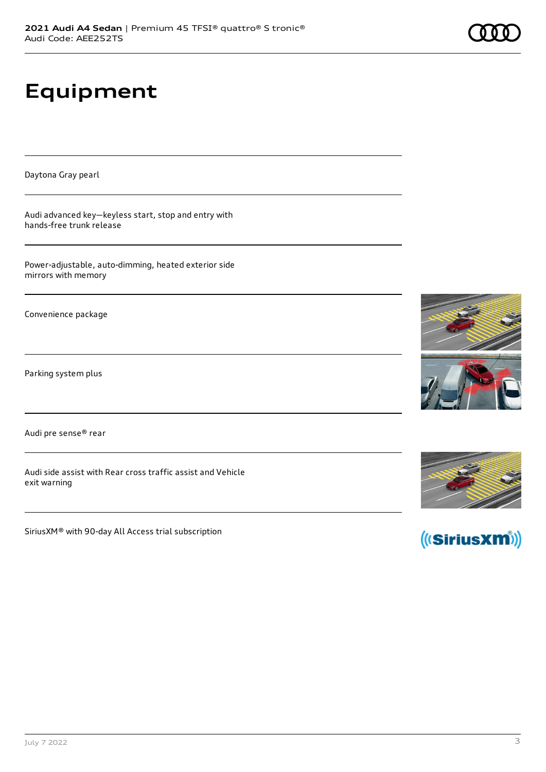# Equipment

Daytona Gray pearl

Audi advanced key—keyless start, stop and entry with hands-free trunk release

Power-adjustable, auto-dimming, heated exterior side mirrors with memory

Convenience package

Parking system plus

Audi pre sense® rear

Audi side assist with Rear cross traffic assist and Vehicle exit warning

SiriusXM® with 90-day All Access trial subscription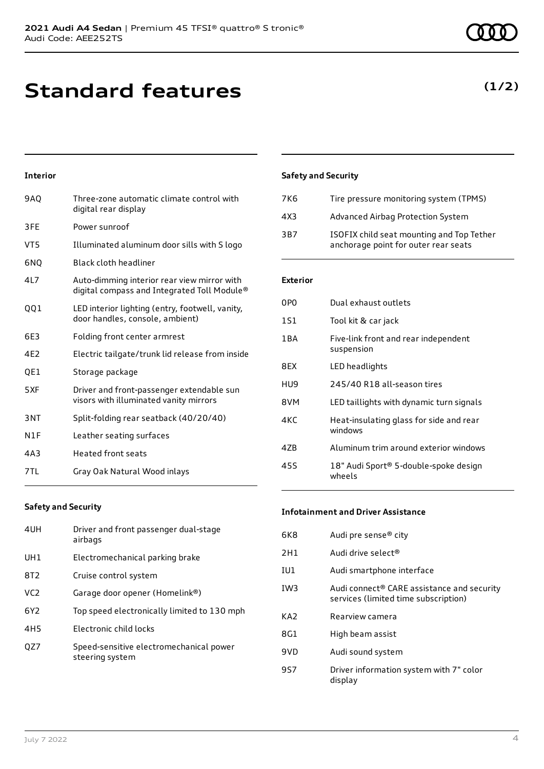# Standard features

**(1/2)**

### Interior

| Code | Feature |
|---|---|
| 9AQ | Three-zone automatic climate control with digital rear display |
| 3FE | Power sunroof |
| VT5 | Illuminated aluminum door sills with S logo |
| 6NQ | Black cloth headliner |
| 4L7 | Auto-dimming interior rear view mirror with digital compass and Integrated Toll Module® |
| QQ1 | LED interior lighting (entry, footwell, vanity, door handles, console, ambient) |
| 6E3 | Folding front center armrest |
| 4E2 | Electric tailgate/trunk lid release from inside |
| QE1 | Storage package |
| 5XF | Driver and front-passenger extendable sun visors with illuminated vanity mirrors |
| 3NT | Split-folding rear seatback (40/20/40) |
| N1F | Leather seating surfaces |
| 4A3 | Heated front seats |
| 7TL | Gray Oak Natural Wood inlays |

### Safety and Security

| Code | Feature |
|---|---|
| 4UH | Driver and front passenger dual-stage airbags |
| UH1 | Electromechanical parking brake |
| 8T2 | Cruise control system |
| VC2 | Garage door opener (Homelink®) |
| 6Y2 | Top speed electronically limited to 130 mph |
| 4H5 | Electronic child locks |
| QZ7 | Speed-sensitive electromechanical power steering system |

### Safety and Security

| Code | Feature |
|---|---|
| 7K6 | Tire pressure monitoring system (TPMS) |
| 4X3 | Advanced Airbag Protection System |
| 3B7 | ISOFIX child seat mounting and Top Tether anchorage point for outer rear seats |

### Exterior

| Code | Feature |
|---|---|
| 0P0 | Dual exhaust outlets |
| 1S1 | Tool kit & car jack |
| 1BA | Five-link front and rear independent suspension |
| 8EX | LED headlights |
| HU9 | 245/40 R18 all-season tires |
| 8VM | LED taillights with dynamic turn signals |
| 4KC | Heat-insulating glass for side and rear windows |
| 4ZB | Aluminum trim around exterior windows |
| 45S | 18" Audi Sport® 5-double-spoke design wheels |

### Infotainment and Driver Assistance

| Code | Feature |
|---|---|
| 6K8 | Audi pre sense® city |
| 2H1 | Audi drive select® |
| IU1 | Audi smartphone interface |
| IW3 | Audi connect® CARE assistance and security services (limited time subscription) |
| KA2 | Rearview camera |
| 8G1 | High beam assist |
| 9VD | Audi sound system |
| 9S7 | Driver information system with 7" color display |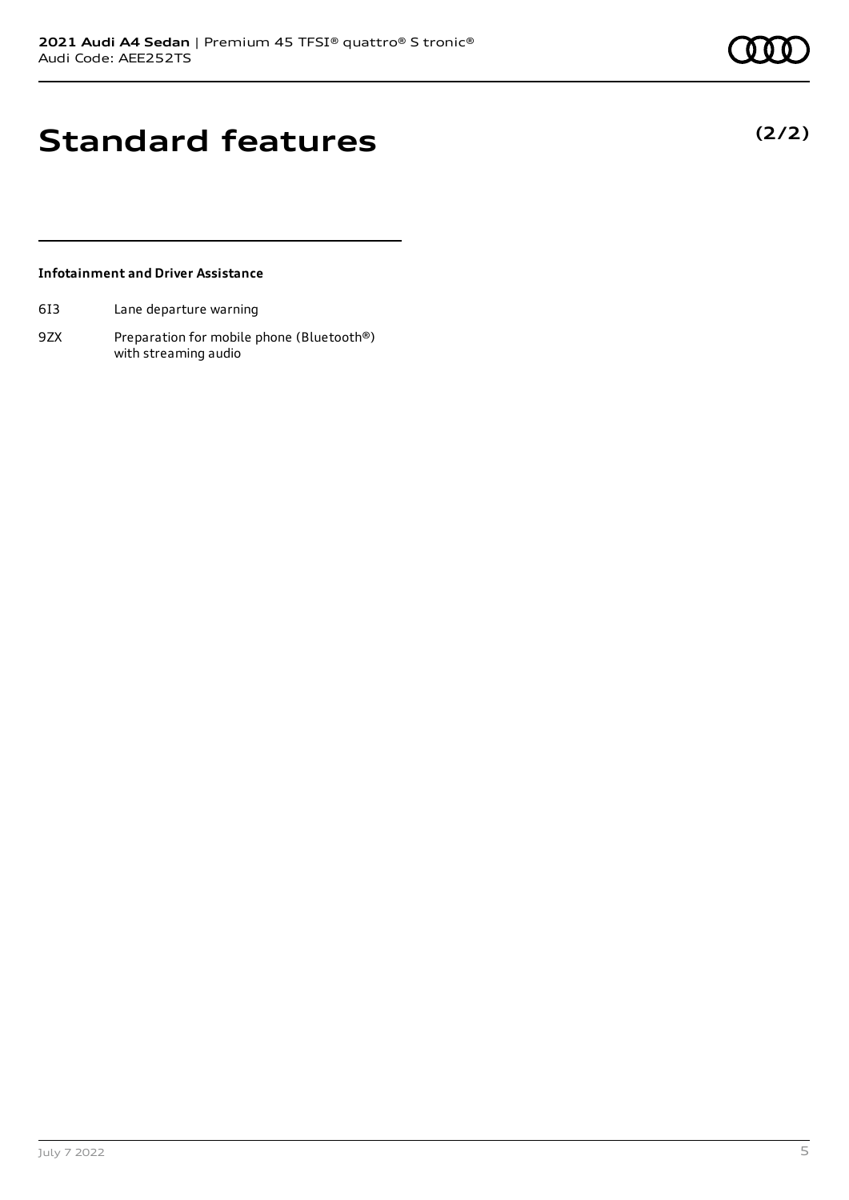# Standard features

**(2/2)**

**Infotainment and Driver Assistance**

| | |
|---|---|
| 6I3 | Lane departure warning |
| 9ZX | Preparation for mobile phone (Bluetooth®) with streaming audio |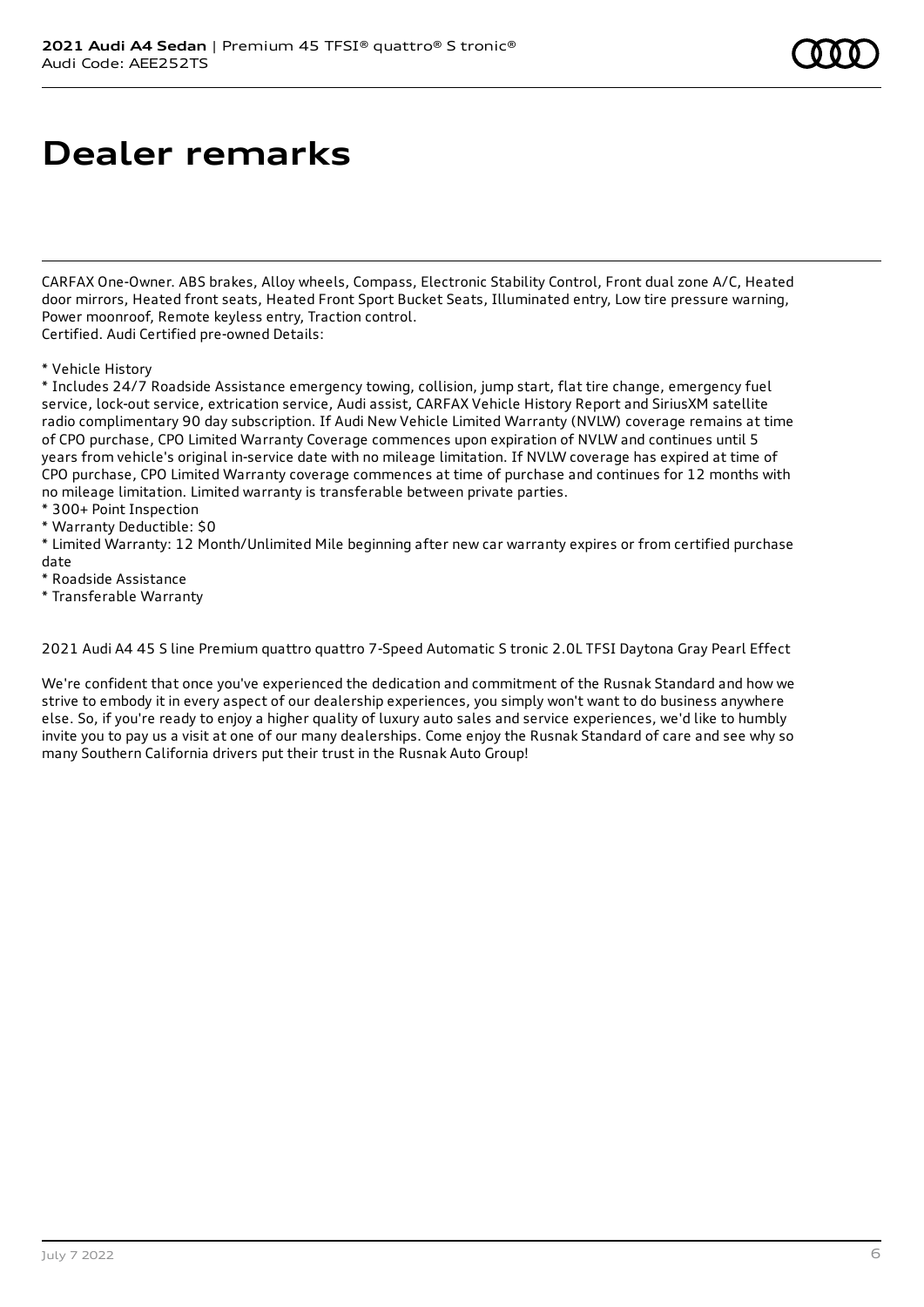# Dealer remarks

CARFAX One-Owner. ABS brakes, Alloy wheels, Compass, Electronic Stability Control, Front dual zone A/C, Heated door mirrors, Heated front seats, Heated Front Sport Bucket Seats, Illuminated entry, Low tire pressure warning, Power moonroof, Remote keyless entry, Traction control.
Certified. Audi Certified pre-owned Details:

* Vehicle History
* Includes 24/7 Roadside Assistance emergency towing, collision, jump start, flat tire change, emergency fuel service, lock-out service, extrication service, Audi assist, CARFAX Vehicle History Report and SiriusXM satellite radio complimentary 90 day subscription. If Audi New Vehicle Limited Warranty (NVLW) coverage remains at time of CPO purchase, CPO Limited Warranty Coverage commences upon expiration of NVLW and continues until 5 years from vehicle's original in-service date with no mileage limitation. If NVLW coverage has expired at time of CPO purchase, CPO Limited Warranty coverage commences at time of purchase and continues for 12 months with no mileage limitation. Limited warranty is transferable between private parties.
* 300+ Point Inspection
* Warranty Deductible: $0
* Limited Warranty: 12 Month/Unlimited Mile beginning after new car warranty expires or from certified purchase date
* Roadside Assistance
* Transferable Warranty

2021 Audi A4 45 S line Premium quattro quattro 7-Speed Automatic S tronic 2.0L TFSI Daytona Gray Pearl Effect

We're confident that once you've experienced the dedication and commitment of the Rusnak Standard and how we strive to embody it in every aspect of our dealership experiences, you simply won't want to do business anywhere else. So, if you're ready to enjoy a higher quality of luxury auto sales and service experiences, we'd like to humbly invite you to pay us a visit at one of our many dealerships. Come enjoy the Rusnak Standard of care and see why so many Southern California drivers put their trust in the Rusnak Auto Group!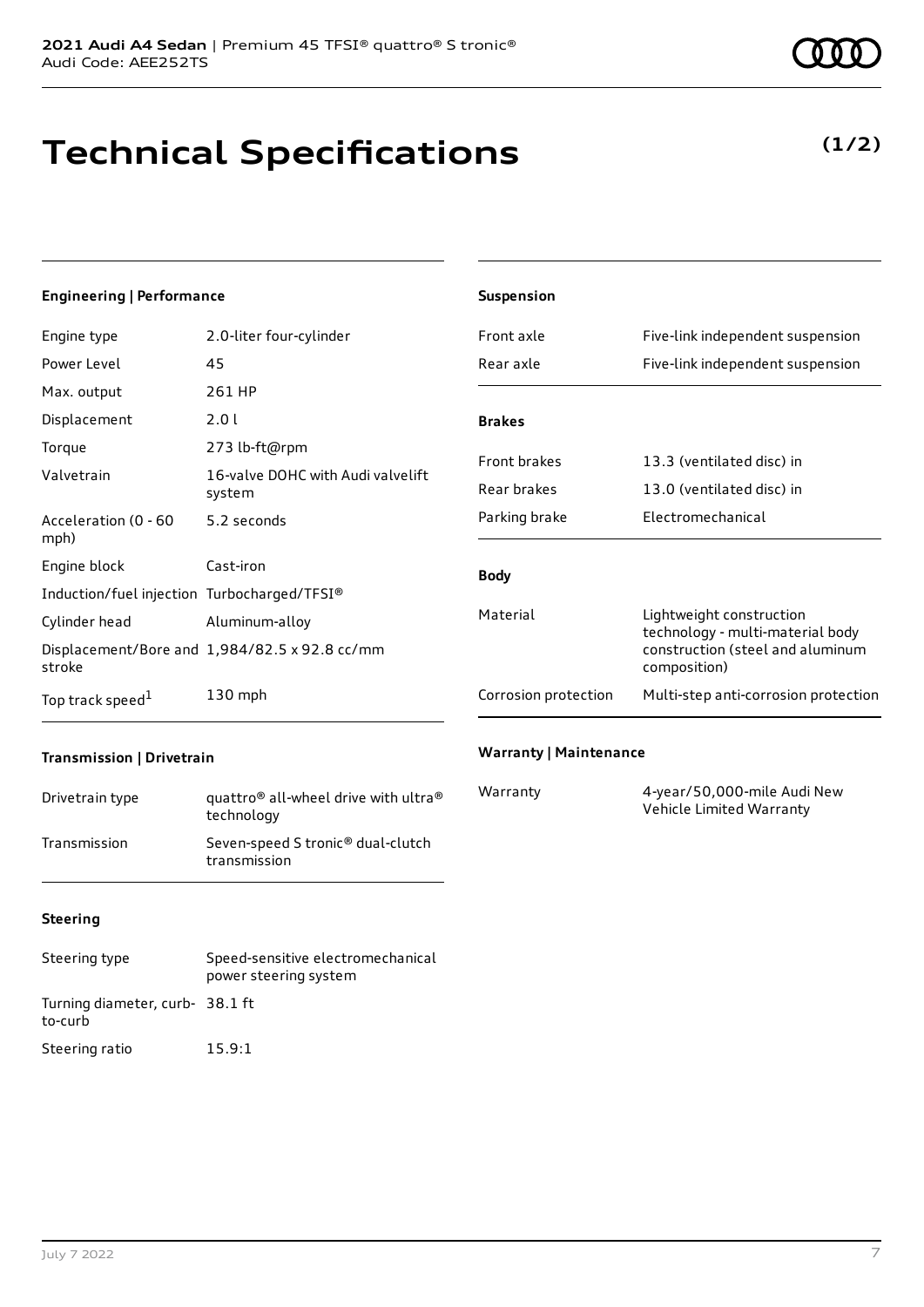# Technical Specifications

**(1/2)**

### Engineering | Performance

| | |
|---|---|
| Engine type | 2.0-liter four-cylinder |
| Power Level | 45 |
| Max. output | 261 HP |
| Displacement | 2.0 l |
| Torque | 273 lb-ft@rpm |
| Valvetrain | 16-valve DOHC with Audi valvelift system |
| Acceleration (0 - 60 mph) | 5.2 seconds |
| Engine block | Cast-iron |
| Induction/fuel injection | Turbocharged/TFSI® |
| Cylinder head | Aluminum-alloy |
| Displacement/Bore and stroke | 1,984/82.5 x 92.8 cc/mm |
| Top track speed[1] | 130 mph |

### Transmission | Drivetrain

| | |
|---|---|
| Drivetrain type | quattro® all-wheel drive with ultra® technology |
| Transmission | Seven-speed S tronic® dual-clutch transmission |

### Steering

| | |
|---|---|
| Steering type | Speed-sensitive electromechanical power steering system |
| Turning diameter, curb-to-curb | 38.1 ft |
| Steering ratio | 15.9:1 |

### Suspension

| | |
|---|---|
| Front axle | Five-link independent suspension |
| Rear axle | Five-link independent suspension |

### Brakes

| | |
|---|---|
| Front brakes | 13.3 (ventilated disc) in |
| Rear brakes | 13.0 (ventilated disc) in |
| Parking brake | Electromechanical |

### Body

| | |
|---|---|
| Material | Lightweight construction technology - multi-material body construction (steel and aluminum composition) |
| Corrosion protection | Multi-step anti-corrosion protection |

### Warranty | Maintenance

| | |
|---|---|
| Warranty | 4-year/50,000-mile Audi New Vehicle Limited Warranty |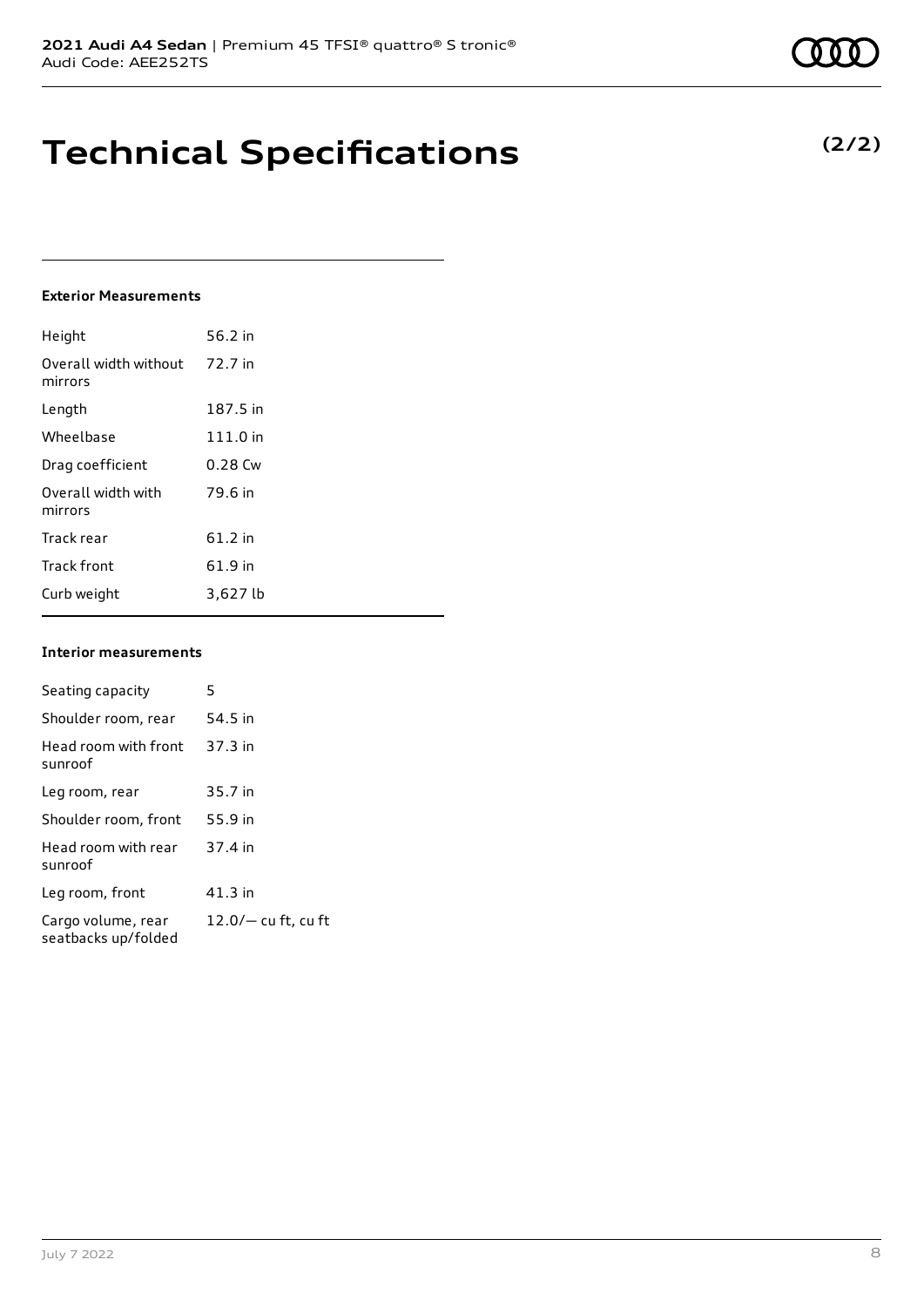# Technical Specifications

**(2/2)**

### Exterior Measurements

| | |
|---|---|
| Height | 56.2 in |
| Overall width without mirrors | 72.7 in |
| Length | 187.5 in |
| Wheelbase | 111.0 in |
| Drag coefficient | 0.28 Cw |
| Overall width with mirrors | 79.6 in |
| Track rear | 61.2 in |
| Track front | 61.9 in |
| Curb weight | 3,627 lb |

### Interior measurements

| | |
|---|---|
| Seating capacity | 5 |
| Shoulder room, rear | 54.5 in |
| Head room with front sunroof | 37.3 in |
| Leg room, rear | 35.7 in |
| Shoulder room, front | 55.9 in |
| Head room with rear sunroof | 37.4 in |
| Leg room, front | 41.3 in |
| Cargo volume, rear seatbacks up/folded | 12.0/— cu ft, cu ft |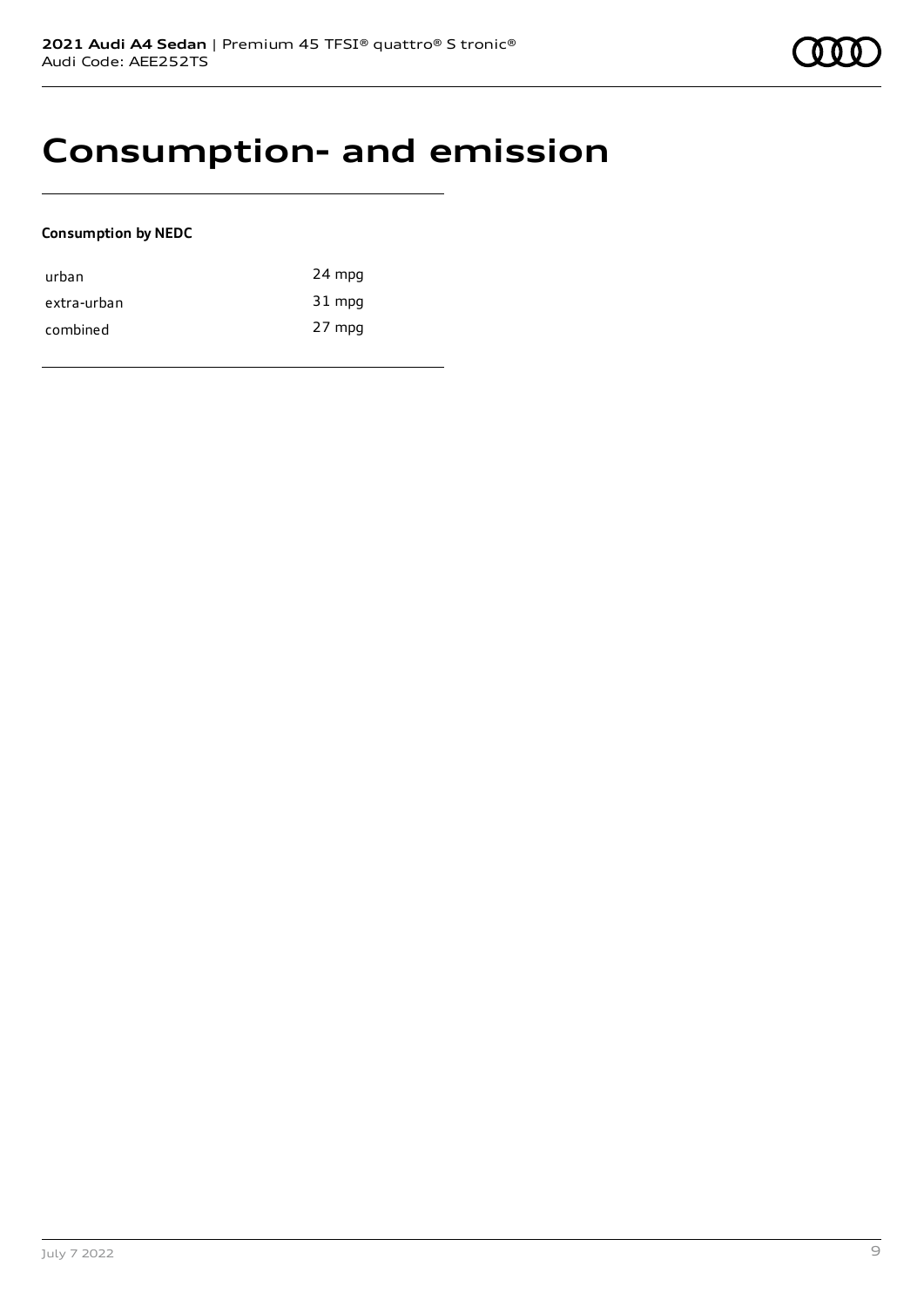# Consumption- and emission

**Consumption by NEDC**

| | |
|---|---|
| urban | 24 mpg |
| extra-urban | 31 mpg |
| combined | 27 mpg |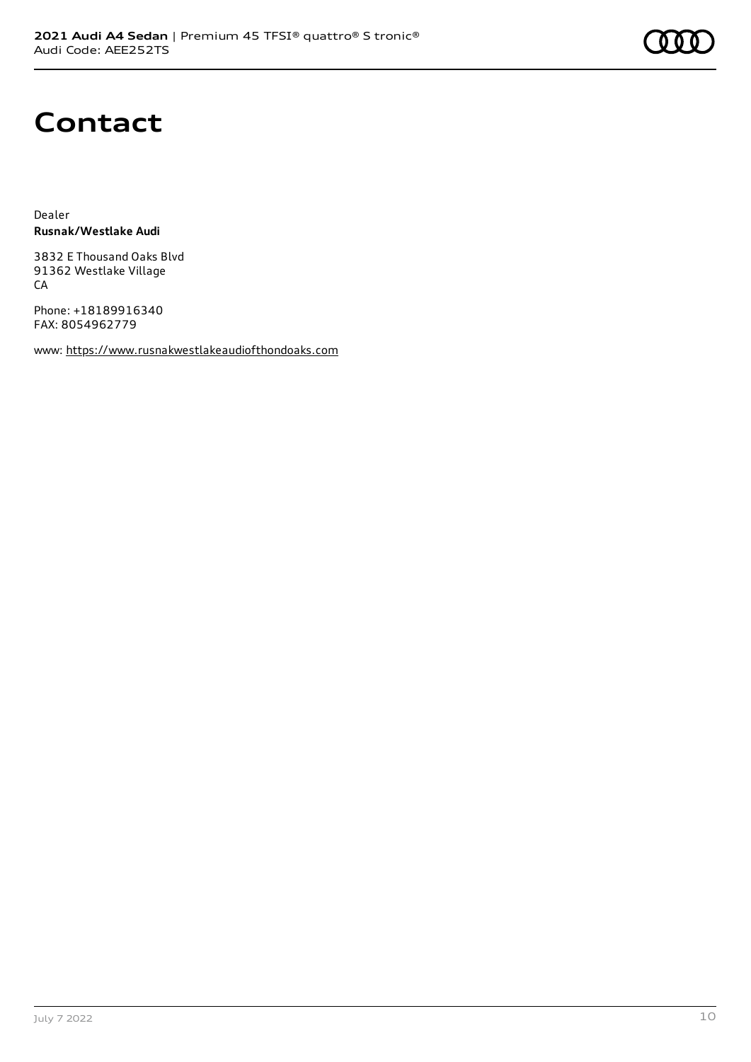# Contact

Dealer
**Rusnak/Westlake Audi**

3832 E Thousand Oaks Blvd
91362 Westlake Village
CA

Phone: +18189916340
FAX: 8054962779

www: https://www.rusnakwestlakeaudiofthondoaks.com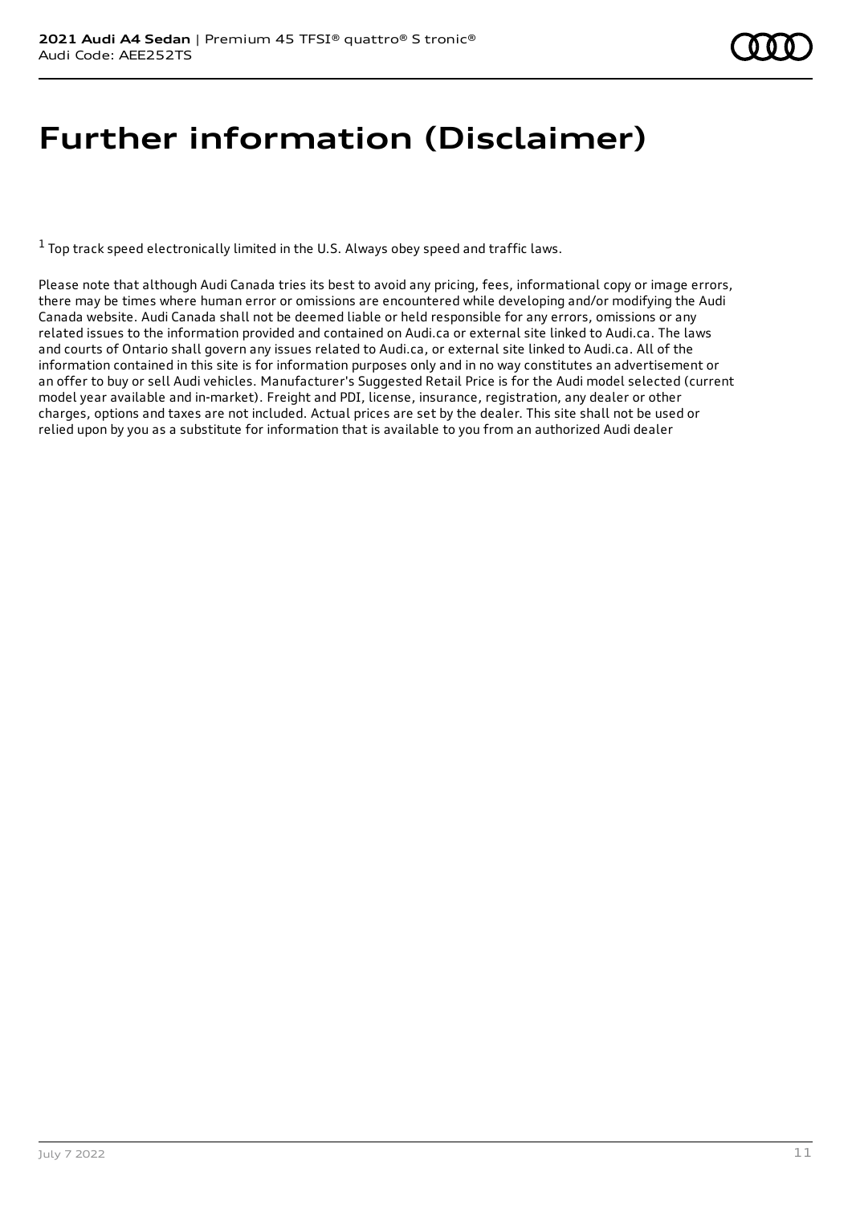# Further information (Disclaimer)

[1] Top track speed electronically limited in the U.S. Always obey speed and traffic laws.

Please note that although Audi Canada tries its best to avoid any pricing, fees, informational copy or image errors, there may be times where human error or omissions are encountered while developing and/or modifying the Audi Canada website. Audi Canada shall not be deemed liable or held responsible for any errors, omissions or any related issues to the information provided and contained on Audi.ca or external site linked to Audi.ca. The laws and courts of Ontario shall govern any issues related to Audi.ca, or external site linked to Audi.ca. All of the information contained in this site is for information purposes only and in no way constitutes an advertisement or an offer to buy or sell Audi vehicles. Manufacturer's Suggested Retail Price is for the Audi model selected (current model year available and in-market). Freight and PDI, license, insurance, registration, any dealer or other charges, options and taxes are not included. Actual prices are set by the dealer. This site shall not be used or relied upon by you as a substitute for information that is available to you from an authorized Audi dealer